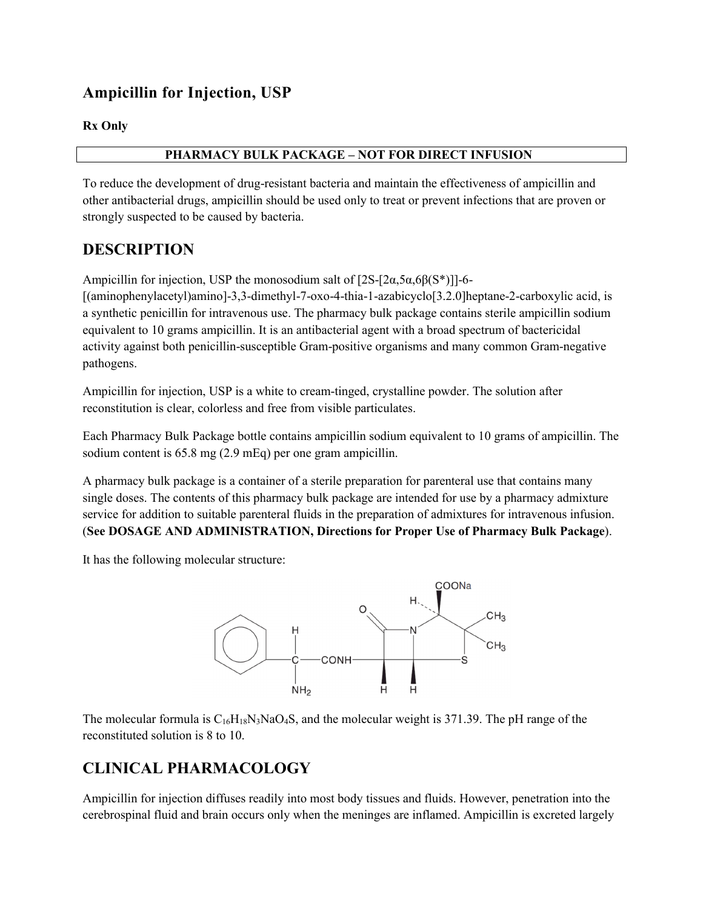# Ampicillin for Injection, USP

**Rx Only**

**PHARMACY BULK PACKAGE – NOT FOR DIRECT INFUSION**

To reduce the development of drug-resistant bacteria and maintain the effectiveness of ampicillin and other antibacterial drugs, ampicillin should be used only to treat or prevent infections that are proven or strongly suspected to be caused by bacteria.

## DESCRIPTION

Ampicillin for injection, USP the monosodium salt of [2S-[2α,5α,6β(S*)]]-6-[(aminophenylacetyl)amino]-3,3-dimethyl-7-oxo-4-thia-1-azabicyclo[3.2.0]heptane-2-carboxylic acid, is a synthetic penicillin for intravenous use. The pharmacy bulk package contains sterile ampicillin sodium equivalent to 10 grams ampicillin. It is an antibacterial agent with a broad spectrum of bactericidal activity against both penicillin-susceptible Gram-positive organisms and many common Gram-negative pathogens.

Ampicillin for injection, USP is a white to cream-tinged, crystalline powder. The solution after reconstitution is clear, colorless and free from visible particulates.

Each Pharmacy Bulk Package bottle contains ampicillin sodium equivalent to 10 grams of ampicillin. The sodium content is 65.8 mg (2.9 mEq) per one gram ampicillin.

A pharmacy bulk package is a container of a sterile preparation for parenteral use that contains many single doses. The contents of this pharmacy bulk package are intended for use by a pharmacy admixture service for addition to suitable parenteral fluids in the preparation of admixtures for intravenous infusion. (**See DOSAGE AND ADMINISTRATION, Directions for Proper Use of Pharmacy Bulk Package**).

It has the following molecular structure:

The molecular formula is $C_{16}H_{18}N_3NaO_4S$, and the molecular weight is 371.39. The pH range of the reconstituted solution is 8 to 10.

## CLINICAL PHARMACOLOGY

Ampicillin for injection diffuses readily into most body tissues and fluids. However, penetration into the cerebrospinal fluid and brain occurs only when the meninges are inflamed. Ampicillin is excreted largely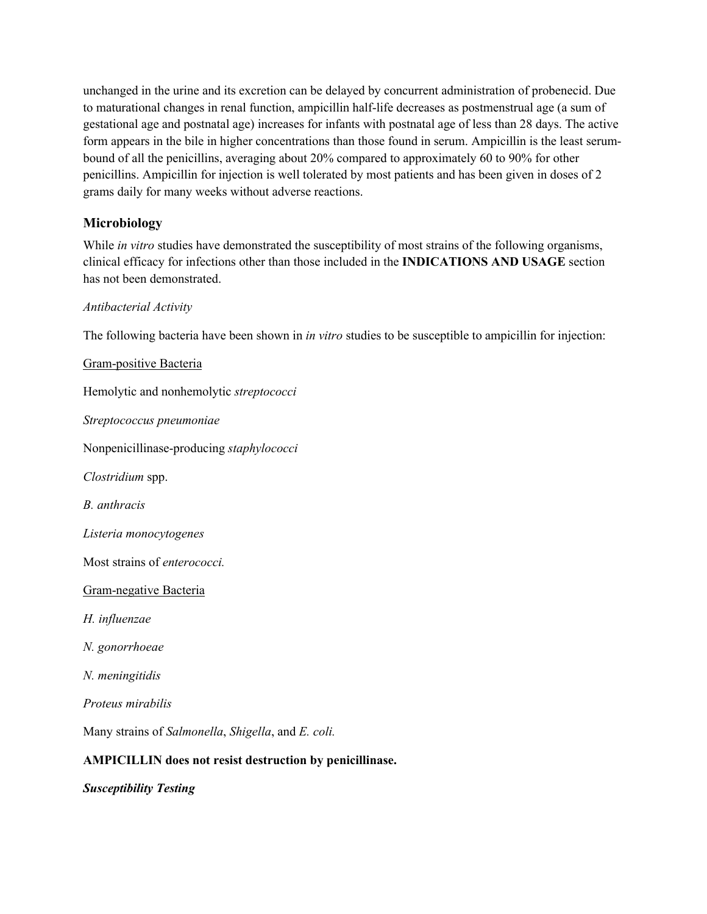unchanged in the urine and its excretion can be delayed by concurrent administration of probenecid. Due to maturational changes in renal function, ampicillin half-life decreases as postmenstrual age (a sum of gestational age and postnatal age) increases for infants with postnatal age of less than 28 days. The active form appears in the bile in higher concentrations than those found in serum. Ampicillin is the least serum-bound of all the penicillins, averaging about 20% compared to approximately 60 to 90% for other penicillins. Ampicillin for injection is well tolerated by most patients and has been given in doses of 2 grams daily for many weeks without adverse reactions.

## Microbiology

While *in vitro* studies have demonstrated the susceptibility of most strains of the following organisms, clinical efficacy for infections other than those included in the **INDICATIONS AND USAGE** section has not been demonstrated.

*Antibacterial Activity*

The following bacteria have been shown in *in vitro* studies to be susceptible to ampicillin for injection:

Gram-positive Bacteria

Hemolytic and nonhemolytic *streptococci*

*Streptococcus pneumoniae*

Nonpenicillinase-producing *staphylococci*

*Clostridium* spp.

*B. anthracis*

*Listeria monocytogenes*

Most strains of *enterococci.*

Gram-negative Bacteria

*H. influenzae*

*N. gonorrhoeae*

*N. meningitidis*

*Proteus mirabilis*

Many strains of *Salmonella*, *Shigella*, and *E. coli.*

**AMPICILLIN does not resist destruction by penicillinase.**

***Susceptibility Testing***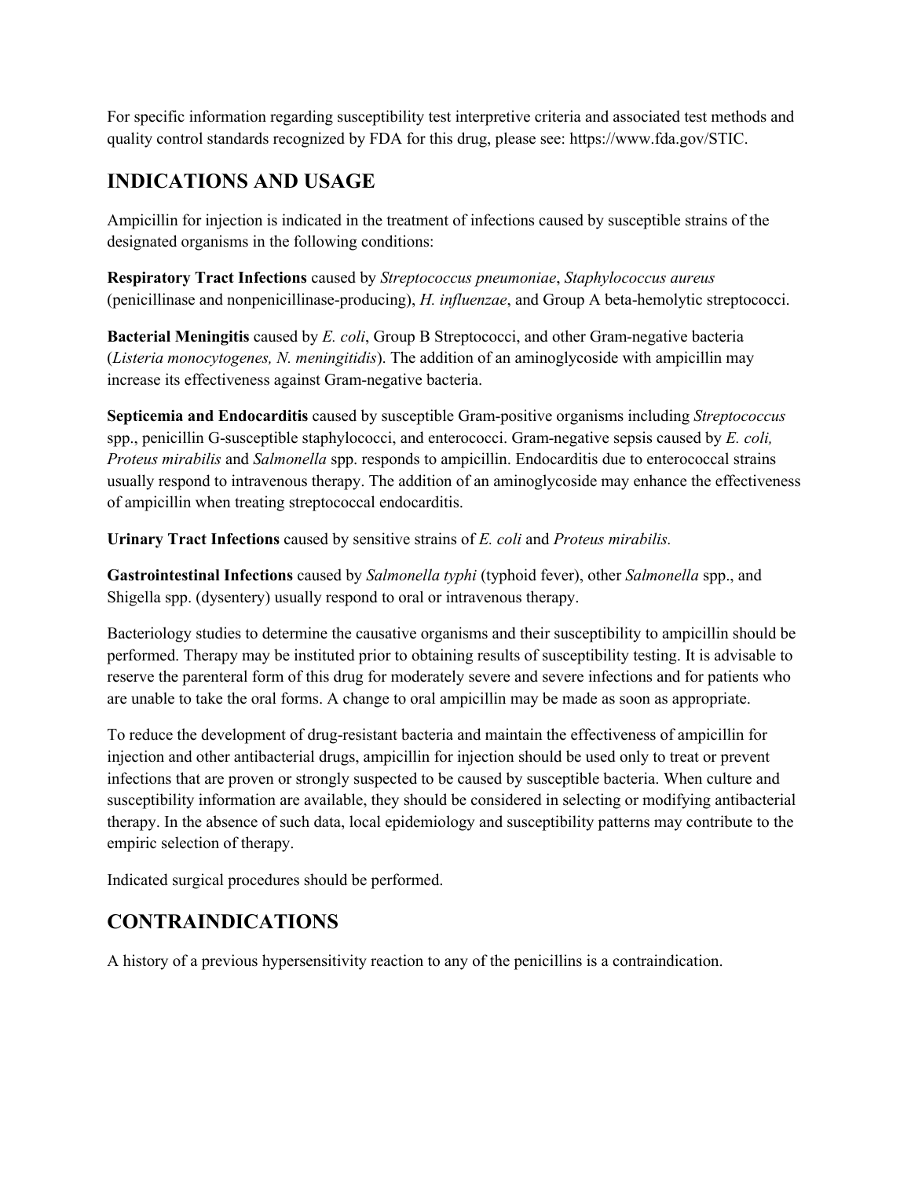For specific information regarding susceptibility test interpretive criteria and associated test methods and quality control standards recognized by FDA for this drug, please see: https://www.fda.gov/STIC.

## INDICATIONS AND USAGE

Ampicillin for injection is indicated in the treatment of infections caused by susceptible strains of the designated organisms in the following conditions:

**Respiratory Tract Infections** caused by *Streptococcus pneumoniae*, *Staphylococcus aureus* (penicillinase and nonpenicillinase-producing), *H. influenzae*, and Group A beta-hemolytic streptococci.

**Bacterial Meningitis** caused by *E. coli*, Group B Streptococci, and other Gram-negative bacteria (*Listeria monocytogenes, N. meningitidis*). The addition of an aminoglycoside with ampicillin may increase its effectiveness against Gram-negative bacteria.

**Septicemia and Endocarditis** caused by susceptible Gram-positive organisms including *Streptococcus* spp., penicillin G-susceptible staphylococci, and enterococci. Gram-negative sepsis caused by *E. coli, Proteus mirabilis* and *Salmonella* spp. responds to ampicillin. Endocarditis due to enterococcal strains usually respond to intravenous therapy. The addition of an aminoglycoside may enhance the effectiveness of ampicillin when treating streptococcal endocarditis.

**Urinary Tract Infections** caused by sensitive strains of *E. coli* and *Proteus mirabilis.*

**Gastrointestinal Infections** caused by *Salmonella typhi* (typhoid fever), other *Salmonella* spp., and Shigella spp. (dysentery) usually respond to oral or intravenous therapy.

Bacteriology studies to determine the causative organisms and their susceptibility to ampicillin should be performed. Therapy may be instituted prior to obtaining results of susceptibility testing. It is advisable to reserve the parenteral form of this drug for moderately severe and severe infections and for patients who are unable to take the oral forms. A change to oral ampicillin may be made as soon as appropriate.

To reduce the development of drug-resistant bacteria and maintain the effectiveness of ampicillin for injection and other antibacterial drugs, ampicillin for injection should be used only to treat or prevent infections that are proven or strongly suspected to be caused by susceptible bacteria. When culture and susceptibility information are available, they should be considered in selecting or modifying antibacterial therapy. In the absence of such data, local epidemiology and susceptibility patterns may contribute to the empiric selection of therapy.

Indicated surgical procedures should be performed.

## CONTRAINDICATIONS

A history of a previous hypersensitivity reaction to any of the penicillins is a contraindication.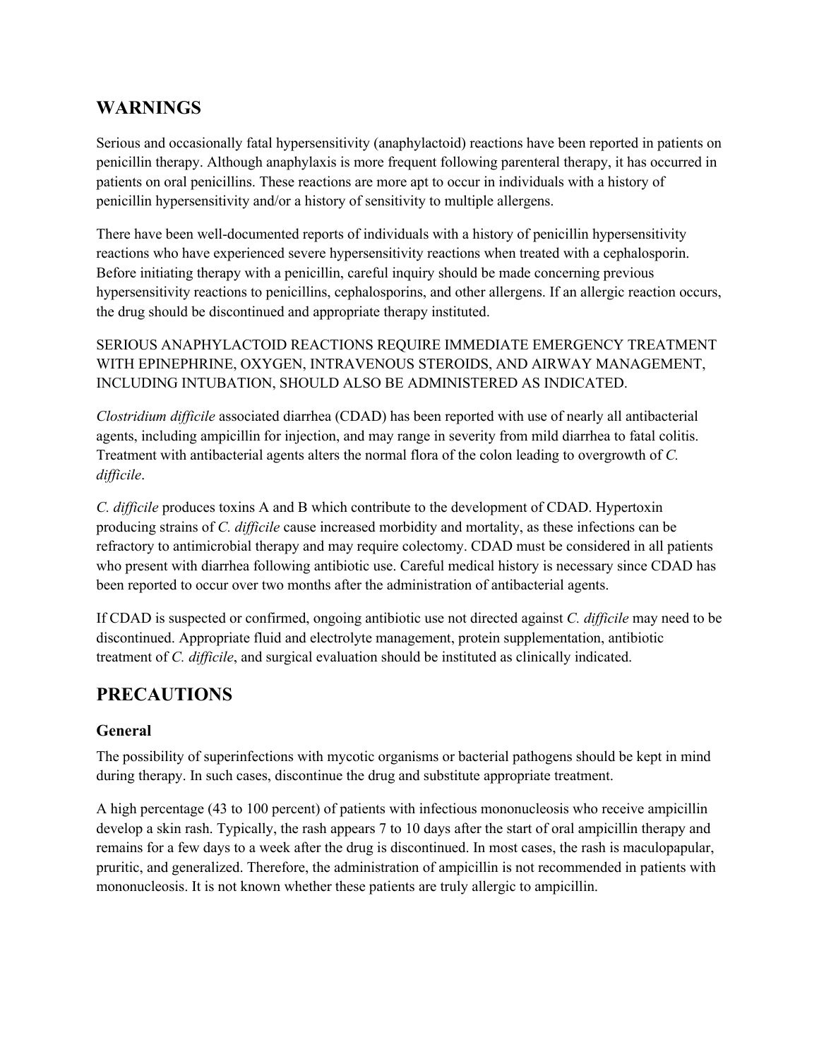## WARNINGS

Serious and occasionally fatal hypersensitivity (anaphylactoid) reactions have been reported in patients on penicillin therapy. Although anaphylaxis is more frequent following parenteral therapy, it has occurred in patients on oral penicillins. These reactions are more apt to occur in individuals with a history of penicillin hypersensitivity and/or a history of sensitivity to multiple allergens.

There have been well-documented reports of individuals with a history of penicillin hypersensitivity reactions who have experienced severe hypersensitivity reactions when treated with a cephalosporin. Before initiating therapy with a penicillin, careful inquiry should be made concerning previous hypersensitivity reactions to penicillins, cephalosporins, and other allergens. If an allergic reaction occurs, the drug should be discontinued and appropriate therapy instituted.

SERIOUS ANAPHYLACTOID REACTIONS REQUIRE IMMEDIATE EMERGENCY TREATMENT WITH EPINEPHRINE, OXYGEN, INTRAVENOUS STEROIDS, AND AIRWAY MANAGEMENT, INCLUDING INTUBATION, SHOULD ALSO BE ADMINISTERED AS INDICATED.

*Clostridium difficile* associated diarrhea (CDAD) has been reported with use of nearly all antibacterial agents, including ampicillin for injection, and may range in severity from mild diarrhea to fatal colitis. Treatment with antibacterial agents alters the normal flora of the colon leading to overgrowth of *C. difficile*.

*C. difficile* produces toxins A and B which contribute to the development of CDAD. Hypertoxin producing strains of *C. difficile* cause increased morbidity and mortality, as these infections can be refractory to antimicrobial therapy and may require colectomy. CDAD must be considered in all patients who present with diarrhea following antibiotic use. Careful medical history is necessary since CDAD has been reported to occur over two months after the administration of antibacterial agents.

If CDAD is suspected or confirmed, ongoing antibiotic use not directed against *C. difficile* may need to be discontinued. Appropriate fluid and electrolyte management, protein supplementation, antibiotic treatment of *C. difficile*, and surgical evaluation should be instituted as clinically indicated.

## PRECAUTIONS

### General

The possibility of superinfections with mycotic organisms or bacterial pathogens should be kept in mind during therapy. In such cases, discontinue the drug and substitute appropriate treatment.

A high percentage (43 to 100 percent) of patients with infectious mononucleosis who receive ampicillin develop a skin rash. Typically, the rash appears 7 to 10 days after the start of oral ampicillin therapy and remains for a few days to a week after the drug is discontinued. In most cases, the rash is maculopapular, pruritic, and generalized. Therefore, the administration of ampicillin is not recommended in patients with mononucleosis. It is not known whether these patients are truly allergic to ampicillin.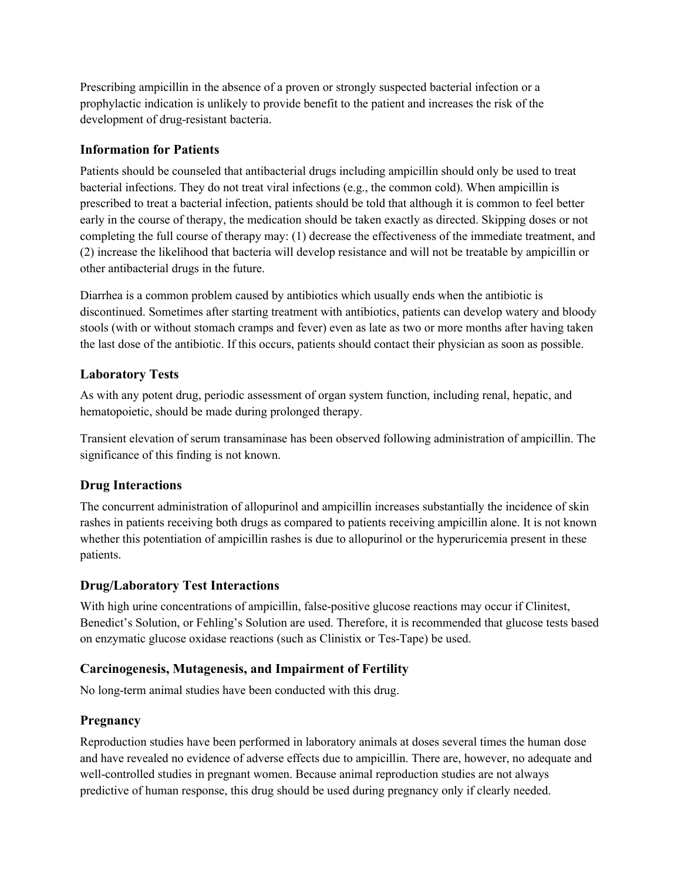Prescribing ampicillin in the absence of a proven or strongly suspected bacterial infection or a prophylactic indication is unlikely to provide benefit to the patient and increases the risk of the development of drug-resistant bacteria.

### Information for Patients

Patients should be counseled that antibacterial drugs including ampicillin should only be used to treat bacterial infections. They do not treat viral infections (e.g., the common cold). When ampicillin is prescribed to treat a bacterial infection, patients should be told that although it is common to feel better early in the course of therapy, the medication should be taken exactly as directed. Skipping doses or not completing the full course of therapy may: (1) decrease the effectiveness of the immediate treatment, and (2) increase the likelihood that bacteria will develop resistance and will not be treatable by ampicillin or other antibacterial drugs in the future.

Diarrhea is a common problem caused by antibiotics which usually ends when the antibiotic is discontinued. Sometimes after starting treatment with antibiotics, patients can develop watery and bloody stools (with or without stomach cramps and fever) even as late as two or more months after having taken the last dose of the antibiotic. If this occurs, patients should contact their physician as soon as possible.

### Laboratory Tests

As with any potent drug, periodic assessment of organ system function, including renal, hepatic, and hematopoietic, should be made during prolonged therapy.

Transient elevation of serum transaminase has been observed following administration of ampicillin. The significance of this finding is not known.

### Drug Interactions

The concurrent administration of allopurinol and ampicillin increases substantially the incidence of skin rashes in patients receiving both drugs as compared to patients receiving ampicillin alone. It is not known whether this potentiation of ampicillin rashes is due to allopurinol or the hyperuricemia present in these patients.

### Drug/Laboratory Test Interactions

With high urine concentrations of ampicillin, false-positive glucose reactions may occur if Clinitest, Benedict's Solution, or Fehling's Solution are used. Therefore, it is recommended that glucose tests based on enzymatic glucose oxidase reactions (such as Clinistix or Tes-Tape) be used.

### Carcinogenesis, Mutagenesis, and Impairment of Fertility

No long-term animal studies have been conducted with this drug.

### Pregnancy

Reproduction studies have been performed in laboratory animals at doses several times the human dose and have revealed no evidence of adverse effects due to ampicillin. There are, however, no adequate and well-controlled studies in pregnant women. Because animal reproduction studies are not always predictive of human response, this drug should be used during pregnancy only if clearly needed.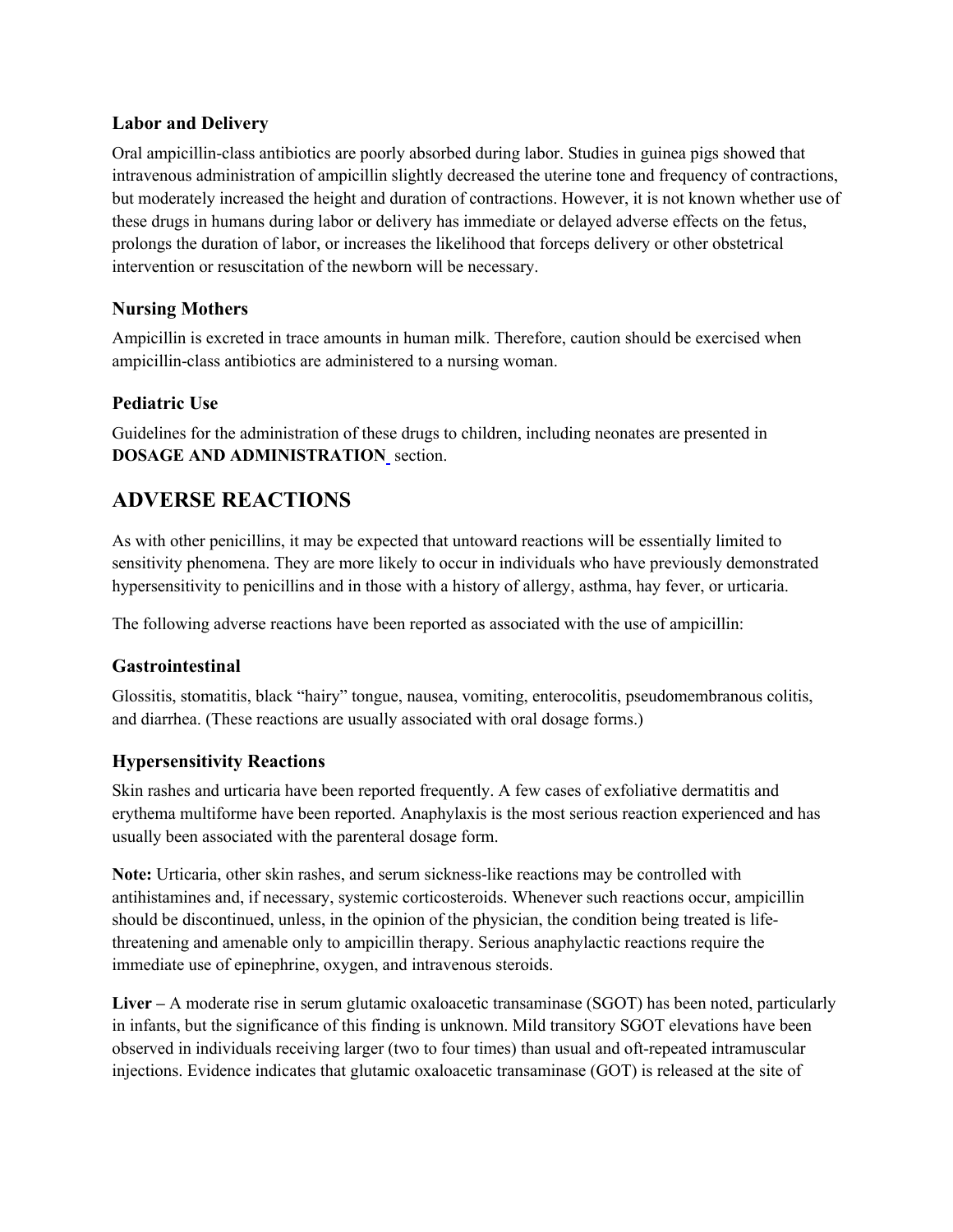### Labor and Delivery

Oral ampicillin-class antibiotics are poorly absorbed during labor. Studies in guinea pigs showed that intravenous administration of ampicillin slightly decreased the uterine tone and frequency of contractions, but moderately increased the height and duration of contractions. However, it is not known whether use of these drugs in humans during labor or delivery has immediate or delayed adverse effects on the fetus, prolongs the duration of labor, or increases the likelihood that forceps delivery or other obstetrical intervention or resuscitation of the newborn will be necessary.

### Nursing Mothers

Ampicillin is excreted in trace amounts in human milk. Therefore, caution should be exercised when ampicillin-class antibiotics are administered to a nursing woman.

### Pediatric Use

Guidelines for the administration of these drugs to children, including neonates are presented in **DOSAGE AND ADMINISTRATION** section.

## ADVERSE REACTIONS

As with other penicillins, it may be expected that untoward reactions will be essentially limited to sensitivity phenomena. They are more likely to occur in individuals who have previously demonstrated hypersensitivity to penicillins and in those with a history of allergy, asthma, hay fever, or urticaria.

The following adverse reactions have been reported as associated with the use of ampicillin:

### Gastrointestinal

Glossitis, stomatitis, black "hairy" tongue, nausea, vomiting, enterocolitis, pseudomembranous colitis, and diarrhea. (These reactions are usually associated with oral dosage forms.)

### Hypersensitivity Reactions

Skin rashes and urticaria have been reported frequently. A few cases of exfoliative dermatitis and erythema multiforme have been reported. Anaphylaxis is the most serious reaction experienced and has usually been associated with the parenteral dosage form.

**Note:** Urticaria, other skin rashes, and serum sickness-like reactions may be controlled with antihistamines and, if necessary, systemic corticosteroids. Whenever such reactions occur, ampicillin should be discontinued, unless, in the opinion of the physician, the condition being treated is life-threatening and amenable only to ampicillin therapy. Serious anaphylactic reactions require the immediate use of epinephrine, oxygen, and intravenous steroids.

**Liver –** A moderate rise in serum glutamic oxaloacetic transaminase (SGOT) has been noted, particularly in infants, but the significance of this finding is unknown. Mild transitory SGOT elevations have been observed in individuals receiving larger (two to four times) than usual and oft-repeated intramuscular injections. Evidence indicates that glutamic oxaloacetic transaminase (GOT) is released at the site of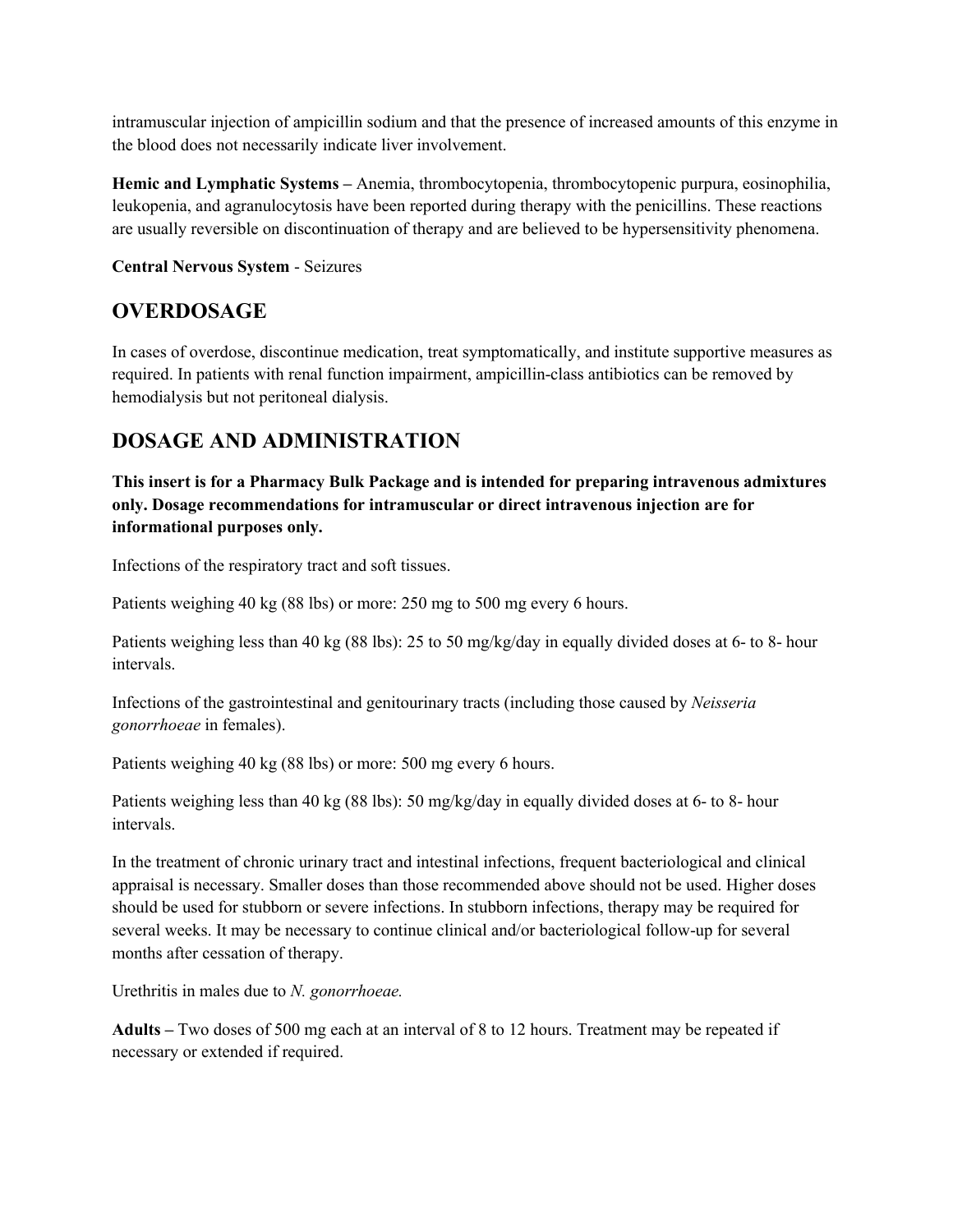intramuscular injection of ampicillin sodium and that the presence of increased amounts of this enzyme in the blood does not necessarily indicate liver involvement.

**Hemic and Lymphatic Systems –** Anemia, thrombocytopenia, thrombocytopenic purpura, eosinophilia, leukopenia, and agranulocytosis have been reported during therapy with the penicillins. These reactions are usually reversible on discontinuation of therapy and are believed to be hypersensitivity phenomena.

**Central Nervous System** - Seizures

## OVERDOSAGE

In cases of overdose, discontinue medication, treat symptomatically, and institute supportive measures as required. In patients with renal function impairment, ampicillin-class antibiotics can be removed by hemodialysis but not peritoneal dialysis.

## DOSAGE AND ADMINISTRATION

**This insert is for a Pharmacy Bulk Package and is intended for preparing intravenous admixtures only. Dosage recommendations for intramuscular or direct intravenous injection are for informational purposes only.**

Infections of the respiratory tract and soft tissues.

Patients weighing 40 kg (88 lbs) or more: 250 mg to 500 mg every 6 hours.

Patients weighing less than 40 kg (88 lbs): 25 to 50 mg/kg/day in equally divided doses at 6- to 8- hour intervals.

Infections of the gastrointestinal and genitourinary tracts (including those caused by *Neisseria gonorrhoeae* in females).

Patients weighing 40 kg (88 lbs) or more: 500 mg every 6 hours.

Patients weighing less than 40 kg (88 lbs): 50 mg/kg/day in equally divided doses at 6- to 8- hour intervals.

In the treatment of chronic urinary tract and intestinal infections, frequent bacteriological and clinical appraisal is necessary. Smaller doses than those recommended above should not be used. Higher doses should be used for stubborn or severe infections. In stubborn infections, therapy may be required for several weeks. It may be necessary to continue clinical and/or bacteriological follow-up for several months after cessation of therapy.

Urethritis in males due to *N. gonorrhoeae.*

**Adults –** Two doses of 500 mg each at an interval of 8 to 12 hours. Treatment may be repeated if necessary or extended if required.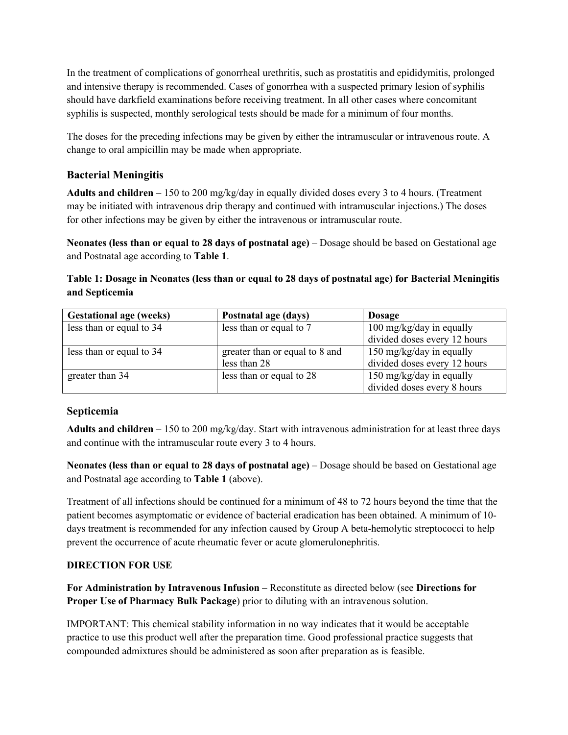In the treatment of complications of gonorrheal urethritis, such as prostatitis and epididymitis, prolonged and intensive therapy is recommended. Cases of gonorrhea with a suspected primary lesion of syphilis should have darkfield examinations before receiving treatment. In all other cases where concomitant syphilis is suspected, monthly serological tests should be made for a minimum of four months.

The doses for the preceding infections may be given by either the intramuscular or intravenous route. A change to oral ampicillin may be made when appropriate.

### Bacterial Meningitis

**Adults and children –** 150 to 200 mg/kg/day in equally divided doses every 3 to 4 hours. (Treatment may be initiated with intravenous drip therapy and continued with intramuscular injections.) The doses for other infections may be given by either the intravenous or intramuscular route.

**Neonates (less than or equal to 28 days of postnatal age)** – Dosage should be based on Gestational age and Postnatal age according to **Table 1**.

**Table 1: Dosage in Neonates (less than or equal to 28 days of postnatal age) for Bacterial Meningitis and Septicemia**

| Gestational age (weeks) | Postnatal age (days) | Dosage |
|---|---|---|
| less than or equal to 34 | less than or equal to 7 | 100 mg/kg/day in equally divided doses every 12 hours |
| less than or equal to 34 | greater than or equal to 8 and less than 28 | 150 mg/kg/day in equally divided doses every 12 hours |
| greater than 34 | less than or equal to 28 | 150 mg/kg/day in equally divided doses every 8 hours |

### Septicemia

**Adults and children –** 150 to 200 mg/kg/day. Start with intravenous administration for at least three days and continue with the intramuscular route every 3 to 4 hours.

**Neonates (less than or equal to 28 days of postnatal age)** – Dosage should be based on Gestational age and Postnatal age according to **Table 1** (above).

Treatment of all infections should be continued for a minimum of 48 to 72 hours beyond the time that the patient becomes asymptomatic or evidence of bacterial eradication has been obtained. A minimum of 10-days treatment is recommended for any infection caused by Group A beta-hemolytic streptococci to help prevent the occurrence of acute rheumatic fever or acute glomerulonephritis.

**DIRECTION FOR USE**

**For Administration by Intravenous Infusion –** Reconstitute as directed below (see **Directions for Proper Use of Pharmacy Bulk Package**) prior to diluting with an intravenous solution.

IMPORTANT: This chemical stability information in no way indicates that it would be acceptable practice to use this product well after the preparation time. Good professional practice suggests that compounded admixtures should be administered as soon after preparation as is feasible.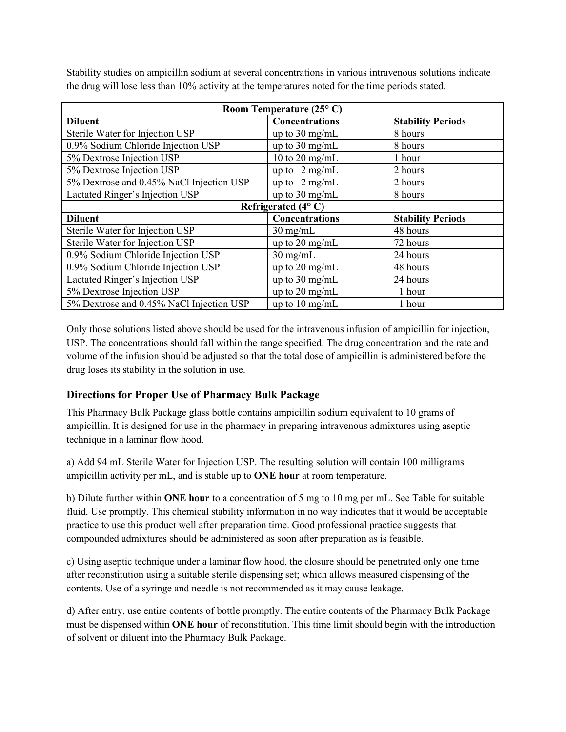Stability studies on ampicillin sodium at several concentrations in various intravenous solutions indicate the drug will lose less than 10% activity at the temperatures noted for the time periods stated.

| Room Temperature (25° C) | | |
|---|---|---|
| **Diluent** | **Concentrations** | **Stability Periods** |
| Sterile Water for Injection USP | up to 30 mg/mL | 8 hours |
| 0.9% Sodium Chloride Injection USP | up to 30 mg/mL | 8 hours |
| 5% Dextrose Injection USP | 10 to 20 mg/mL | 1 hour |
| 5% Dextrose Injection USP | up to 2 mg/mL | 2 hours |
| 5% Dextrose and 0.45% NaCl Injection USP | up to 2 mg/mL | 2 hours |
| Lactated Ringer's Injection USP | up to 30 mg/mL | 8 hours |
| **Refrigerated (4° C)** | | |
| **Diluent** | **Concentrations** | **Stability Periods** |
| Sterile Water for Injection USP | 30 mg/mL | 48 hours |
| Sterile Water for Injection USP | up to 20 mg/mL | 72 hours |
| 0.9% Sodium Chloride Injection USP | 30 mg/mL | 24 hours |
| 0.9% Sodium Chloride Injection USP | up to 20 mg/mL | 48 hours |
| Lactated Ringer's Injection USP | up to 30 mg/mL | 24 hours |
| 5% Dextrose Injection USP | up to 20 mg/mL | 1 hour |
| 5% Dextrose and 0.45% NaCl Injection USP | up to 10 mg/mL | 1 hour |

Only those solutions listed above should be used for the intravenous infusion of ampicillin for injection, USP. The concentrations should fall within the range specified. The drug concentration and the rate and volume of the infusion should be adjusted so that the total dose of ampicillin is administered before the drug loses its stability in the solution in use.

### Directions for Proper Use of Pharmacy Bulk Package

This Pharmacy Bulk Package glass bottle contains ampicillin sodium equivalent to 10 grams of ampicillin. It is designed for use in the pharmacy in preparing intravenous admixtures using aseptic technique in a laminar flow hood.

a) Add 94 mL Sterile Water for Injection USP. The resulting solution will contain 100 milligrams ampicillin activity per mL, and is stable up to **ONE hour** at room temperature.

b) Dilute further within **ONE hour** to a concentration of 5 mg to 10 mg per mL. See Table for suitable fluid. Use promptly. This chemical stability information in no way indicates that it would be acceptable practice to use this product well after preparation time. Good professional practice suggests that compounded admixtures should be administered as soon after preparation as is feasible.

c) Using aseptic technique under a laminar flow hood, the closure should be penetrated only one time after reconstitution using a suitable sterile dispensing set; which allows measured dispensing of the contents. Use of a syringe and needle is not recommended as it may cause leakage.

d) After entry, use entire contents of bottle promptly. The entire contents of the Pharmacy Bulk Package must be dispensed within **ONE hour** of reconstitution. This time limit should begin with the introduction of solvent or diluent into the Pharmacy Bulk Package.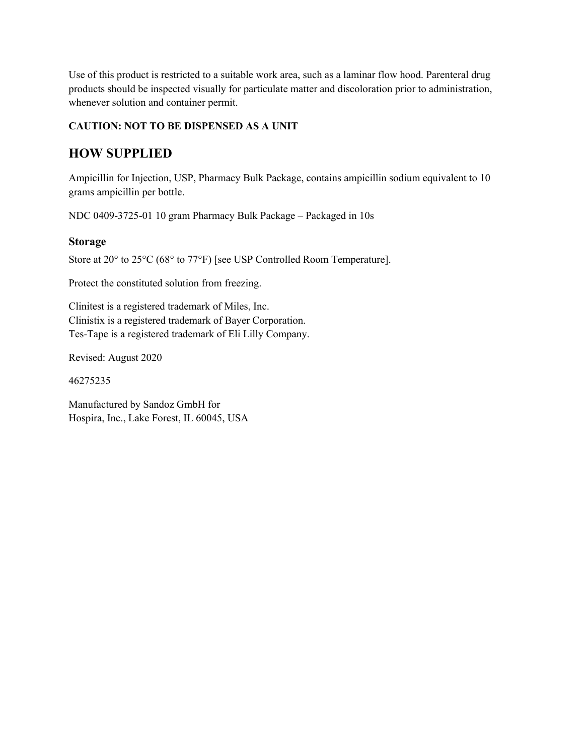Use of this product is restricted to a suitable work area, such as a laminar flow hood. Parenteral drug products should be inspected visually for particulate matter and discoloration prior to administration, whenever solution and container permit.

**CAUTION: NOT TO BE DISPENSED AS A UNIT**

## HOW SUPPLIED

Ampicillin for Injection, USP, Pharmacy Bulk Package, contains ampicillin sodium equivalent to 10 grams ampicillin per bottle.

NDC 0409-3725-01 10 gram Pharmacy Bulk Package – Packaged in 10s

### Storage

Store at 20° to 25°C (68° to 77°F) [see USP Controlled Room Temperature].

Protect the constituted solution from freezing.

Clinitest is a registered trademark of Miles, Inc.
Clinistix is a registered trademark of Bayer Corporation.
Tes-Tape is a registered trademark of Eli Lilly Company.

Revised: August 2020

46275235

Manufactured by Sandoz GmbH for
Hospira, Inc., Lake Forest, IL 60045, USA